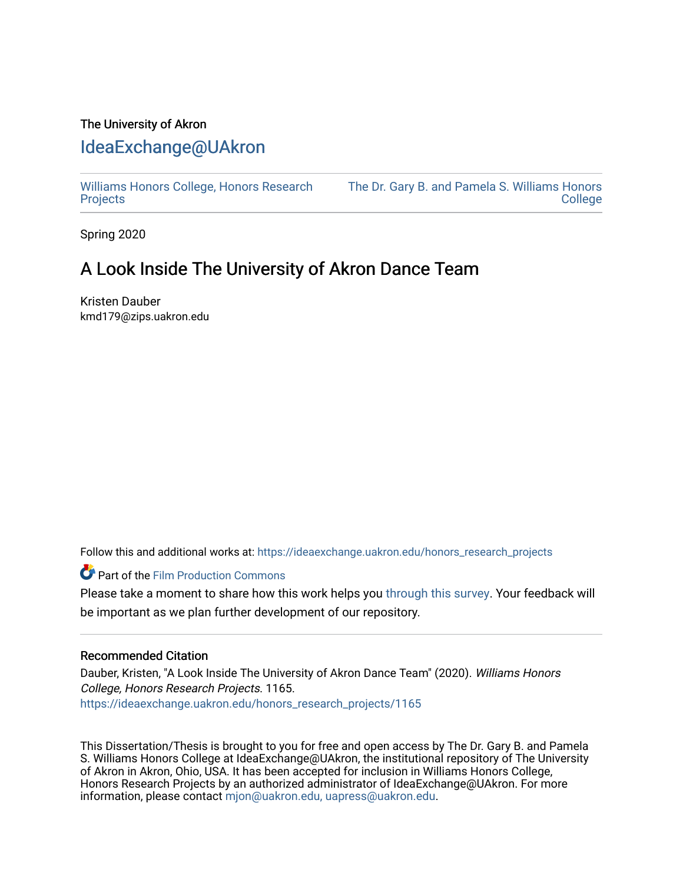The University of Akron

# IdeaExchange@UAkron

Williams Honors College, Honors Research Projects | The Dr. Gary B. and Pamela S. Williams Honors College

Spring 2020

## A Look Inside The University of Akron Dance Team

Kristen Dauber
kmd179@zips.uakron.edu

Follow this and additional works at: https://ideaexchange.uakron.edu/honors_research_projects

Part of the Film Production Commons

Please take a moment to share how this work helps you through this survey. Your feedback will be important as we plan further development of our repository.

### Recommended Citation

Dauber, Kristen, "A Look Inside The University of Akron Dance Team" (2020). *Williams Honors College, Honors Research Projects*. 1165.
https://ideaexchange.uakron.edu/honors_research_projects/1165

This Dissertation/Thesis is brought to you for free and open access by The Dr. Gary B. and Pamela S. Williams Honors College at IdeaExchange@UAkron, the institutional repository of The University of Akron in Akron, Ohio, USA. It has been accepted for inclusion in Williams Honors College, Honors Research Projects by an authorized administrator of IdeaExchange@UAkron. For more information, please contact mjon@uakron.edu, uapress@uakron.edu.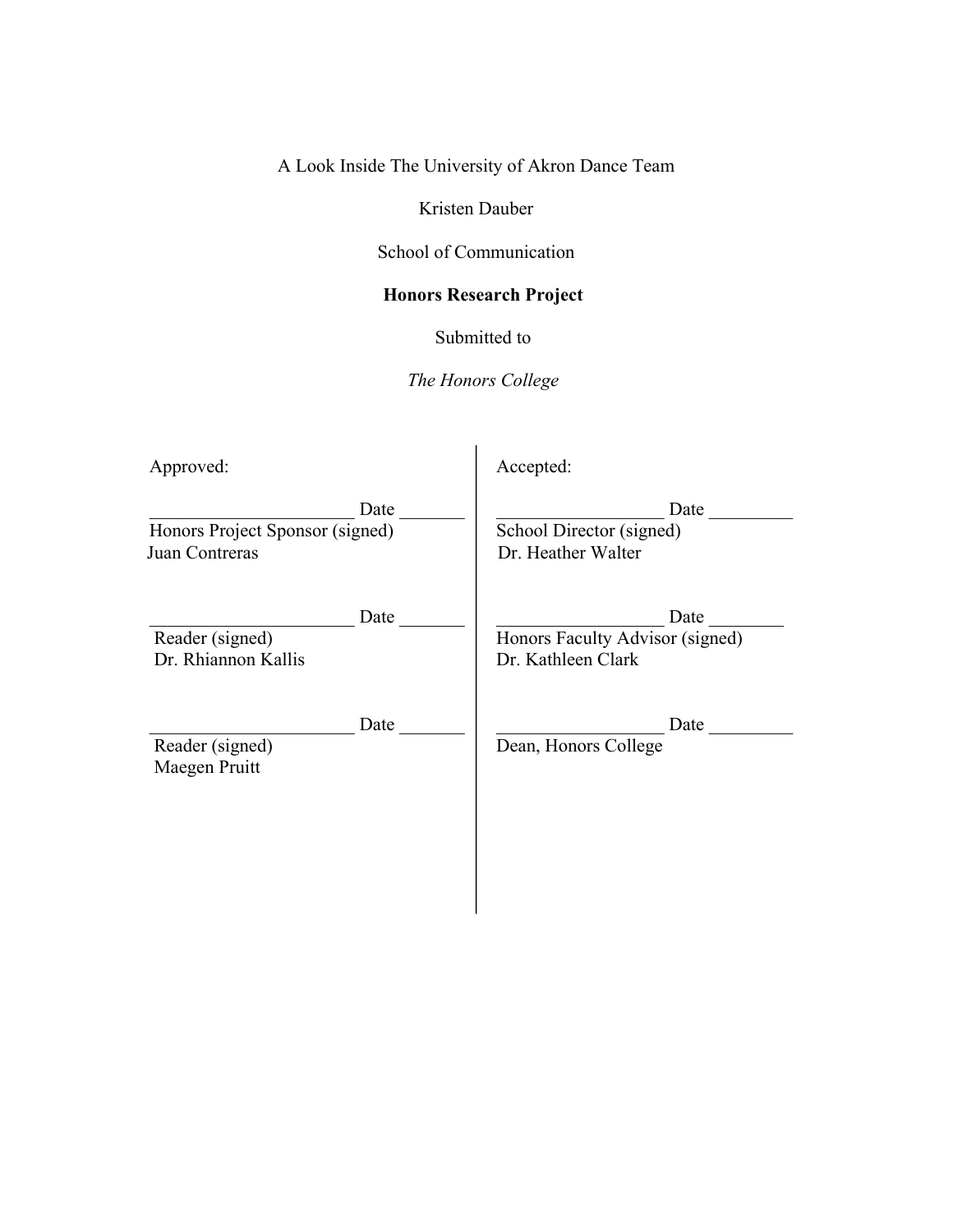A Look Inside The University of Akron Dance Team

Kristen Dauber

School of Communication

**Honors Research Project**

Submitted to

*The Honors College*

Approved:

______________________ Date _______
Honors Project Sponsor (signed)
Juan Contreras

______________________ Date _______
Reader (signed)
Dr. Rhiannon Kallis

______________________ Date _______
Reader (signed)
Maegen Pruitt

Accepted:

__________________ Date _________
School Director (signed)
Dr. Heather Walter

__________________ Date ________
Honors Faculty Advisor (signed)
Dr. Kathleen Clark

__________________ Date _________
Dean, Honors College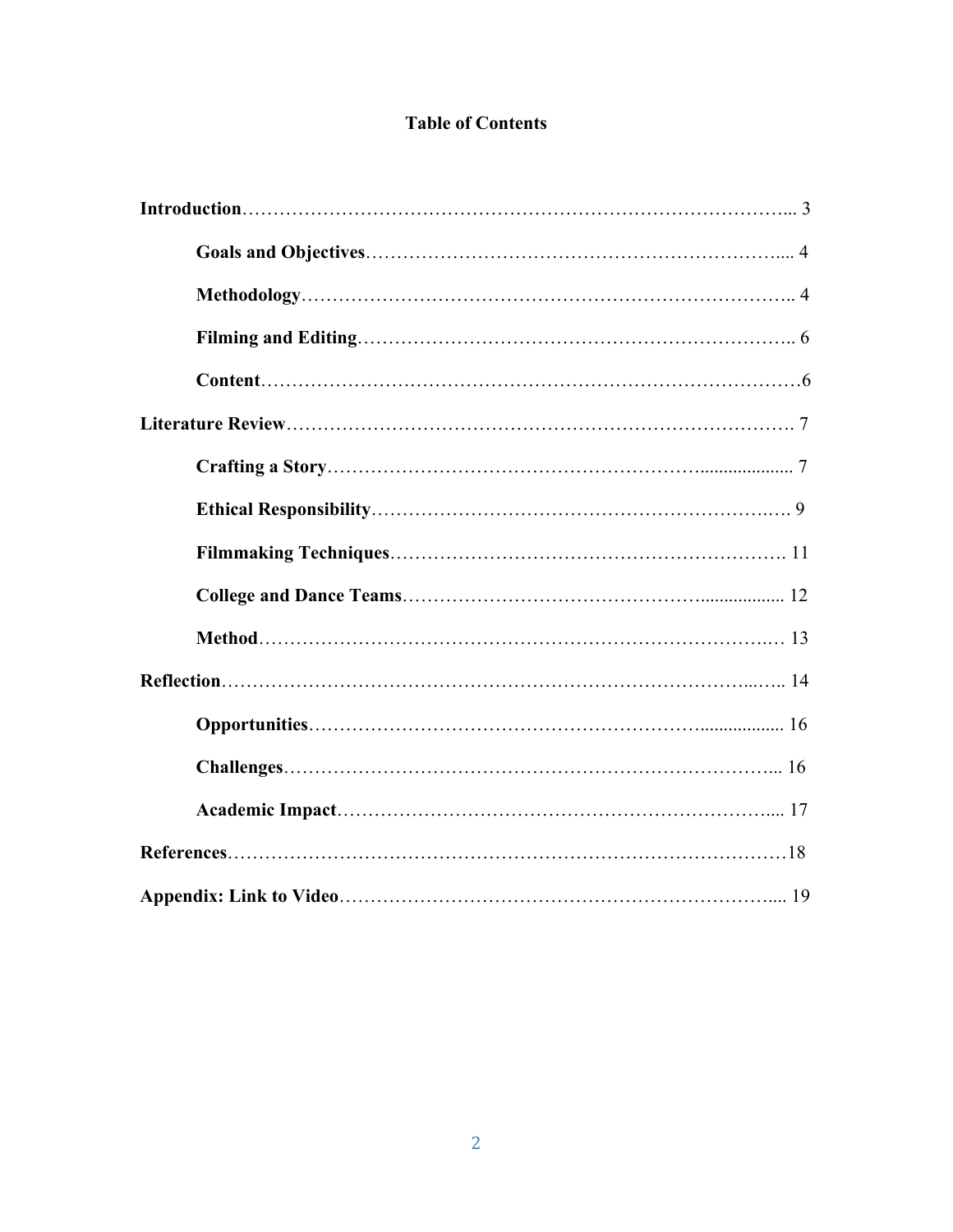# Table of Contents

**Introduction**……………………………………………………………………………... 3

- **Goals and Objectives**……………………………………………………………..... 4
- **Methodology**……………………………………………………………………….. 4
- **Filming and Editing**……………………………………………………………….. 6
- **Content**…………………………………………………………………………6

**Literature Review**………………………………………………………………………. 7

- **Crafting a Story**……………………………………………………..................... 7
- **Ethical Responsibility**……………………………………………………….…. 9
- **Filmmaking Techniques**……………………………………………………………. 11
- **College and Dance Teams**………………………………………….................. 12
- **Method**……………………………………………………………………….… 13

**Reflection**……………………………………………………………………………...….. 14

- **Opportunities**……………………………………………………….................. 16
- **Challenges**…………………………………………………………………………... 16
- **Academic Impact**……………………………………………………………….... 17

**References**……………………………………………………………………………18

**Appendix: Link to Video**…………………………………………………………….... 19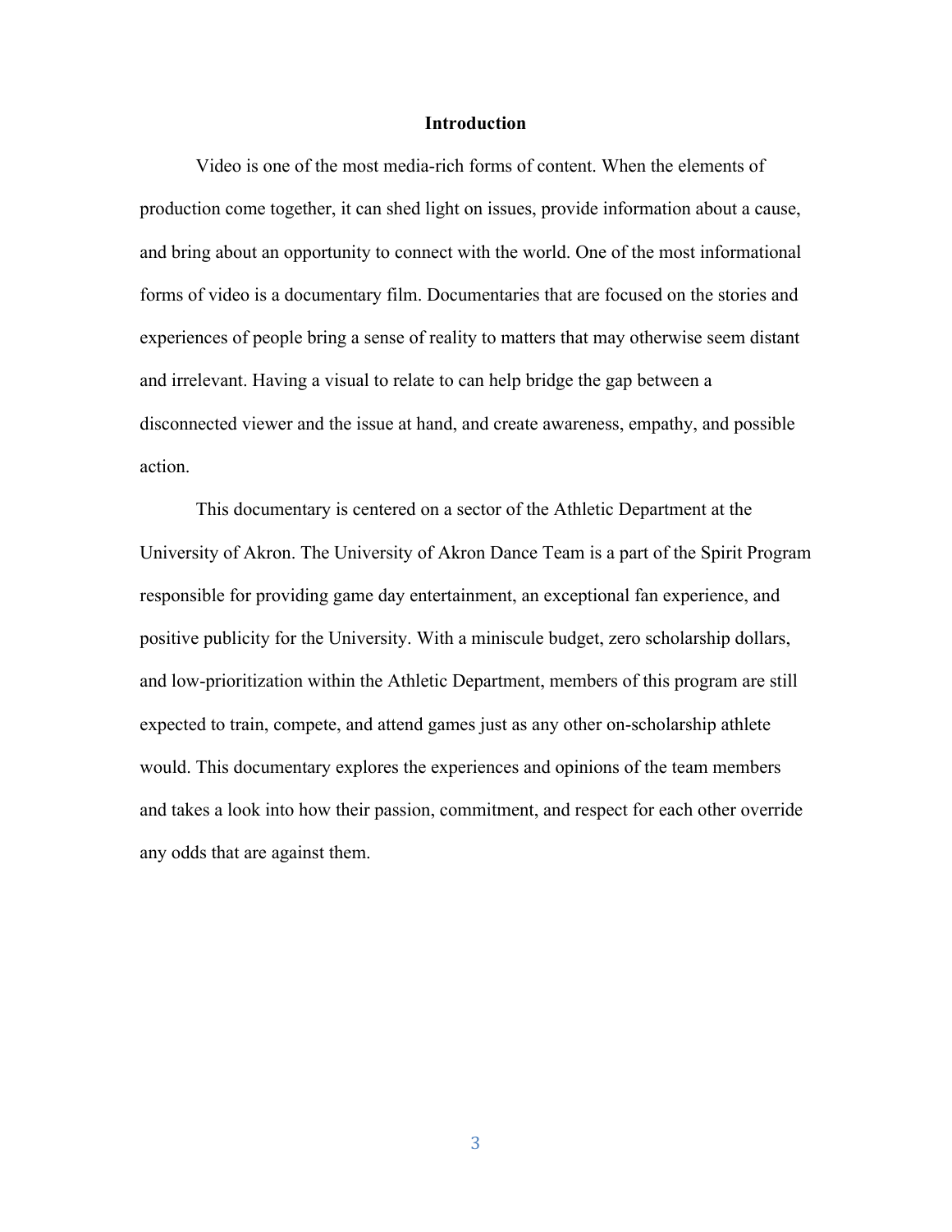## Introduction

Video is one of the most media-rich forms of content. When the elements of production come together, it can shed light on issues, provide information about a cause, and bring about an opportunity to connect with the world. One of the most informational forms of video is a documentary film. Documentaries that are focused on the stories and experiences of people bring a sense of reality to matters that may otherwise seem distant and irrelevant. Having a visual to relate to can help bridge the gap between a disconnected viewer and the issue at hand, and create awareness, empathy, and possible action.

This documentary is centered on a sector of the Athletic Department at the University of Akron. The University of Akron Dance Team is a part of the Spirit Program responsible for providing game day entertainment, an exceptional fan experience, and positive publicity for the University. With a miniscule budget, zero scholarship dollars, and low-prioritization within the Athletic Department, members of this program are still expected to train, compete, and attend games just as any other on-scholarship athlete would. This documentary explores the experiences and opinions of the team members and takes a look into how their passion, commitment, and respect for each other override any odds that are against them.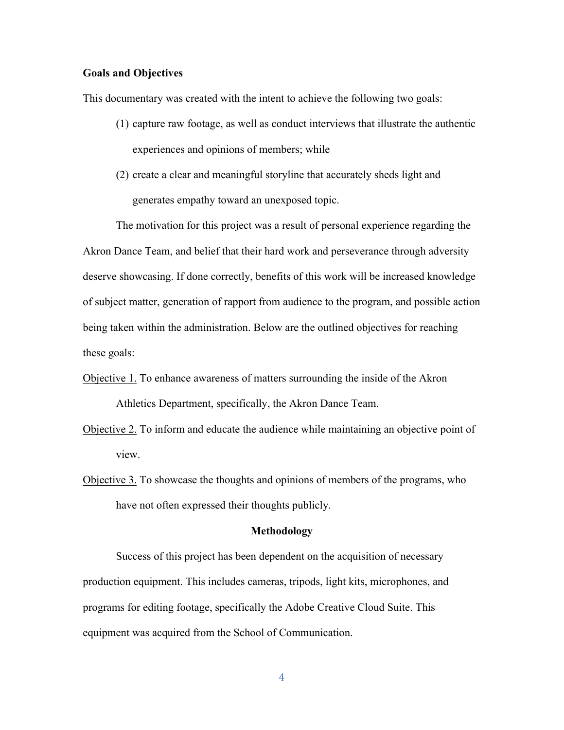**Goals and Objectives**

This documentary was created with the intent to achieve the following two goals:

(1) capture raw footage, as well as conduct interviews that illustrate the authentic experiences and opinions of members; while

(2) create a clear and meaningful storyline that accurately sheds light and generates empathy toward an unexposed topic.

The motivation for this project was a result of personal experience regarding the Akron Dance Team, and belief that their hard work and perseverance through adversity deserve showcasing. If done correctly, benefits of this work will be increased knowledge of subject matter, generation of rapport from audience to the program, and possible action being taken within the administration. Below are the outlined objectives for reaching these goals:

Objective 1. To enhance awareness of matters surrounding the inside of the Akron Athletics Department, specifically, the Akron Dance Team.

Objective 2. To inform and educate the audience while maintaining an objective point of view.

Objective 3. To showcase the thoughts and opinions of members of the programs, who have not often expressed their thoughts publicly.

## Methodology

Success of this project has been dependent on the acquisition of necessary production equipment. This includes cameras, tripods, light kits, microphones, and programs for editing footage, specifically the Adobe Creative Cloud Suite. This equipment was acquired from the School of Communication.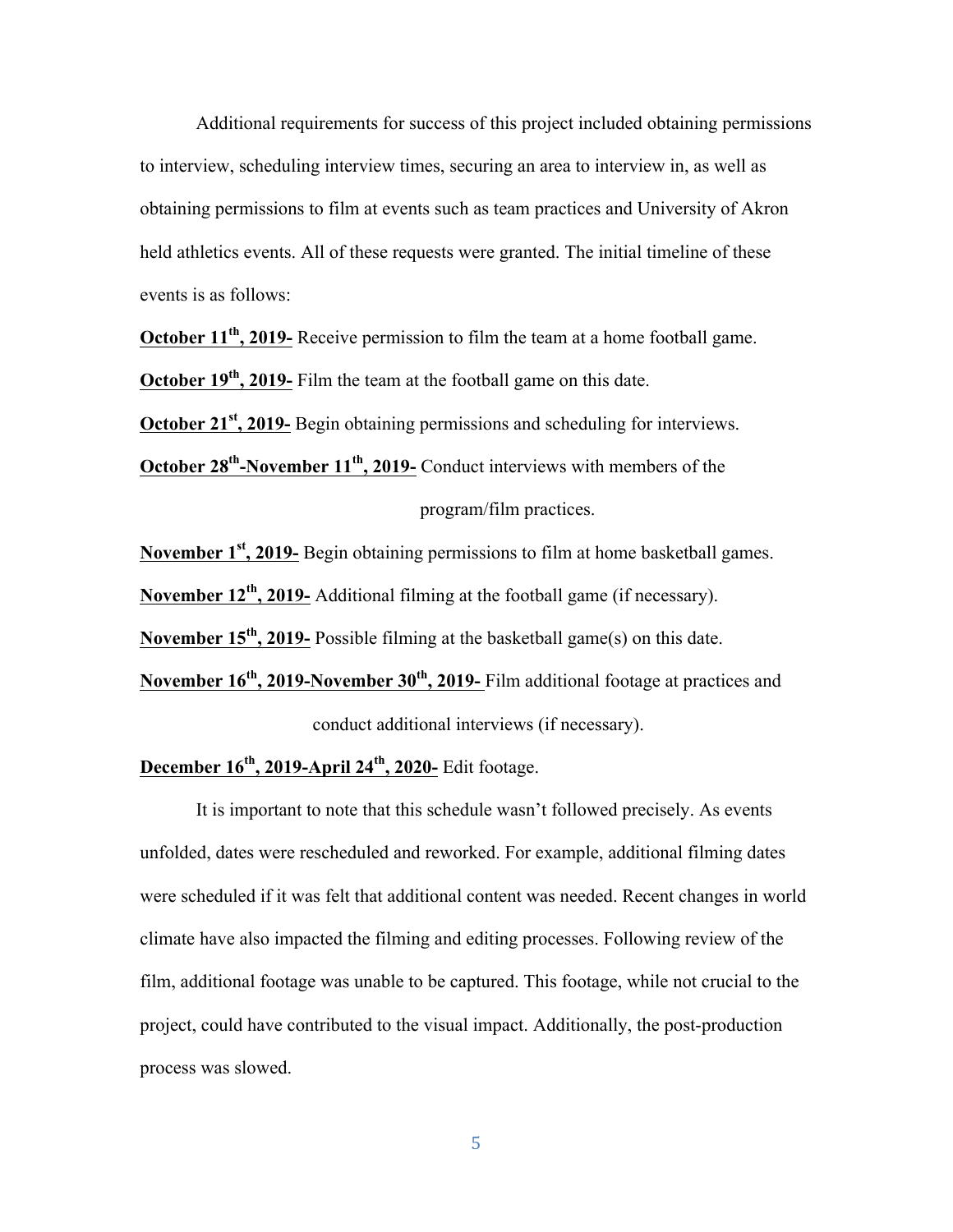Additional requirements for success of this project included obtaining permissions to interview, scheduling interview times, securing an area to interview in, as well as obtaining permissions to film at events such as team practices and University of Akron held athletics events. All of these requests were granted. The initial timeline of these events is as follows:

**October 11th, 2019-** Receive permission to film the team at a home football game.

**October 19th, 2019-** Film the team at the football game on this date.

**October 21st, 2019-** Begin obtaining permissions and scheduling for interviews.

**October 28th-November 11th, 2019-** Conduct interviews with members of the program/film practices.

**November 1st, 2019-** Begin obtaining permissions to film at home basketball games.

**November 12th, 2019-** Additional filming at the football game (if necessary).

**November 15th, 2019-** Possible filming at the basketball game(s) on this date.

**November 16th, 2019-November 30th, 2019-** Film additional footage at practices and conduct additional interviews (if necessary).

**December 16th, 2019-April 24th, 2020-** Edit footage.

It is important to note that this schedule wasn't followed precisely. As events unfolded, dates were rescheduled and reworked. For example, additional filming dates were scheduled if it was felt that additional content was needed. Recent changes in world climate have also impacted the filming and editing processes. Following review of the film, additional footage was unable to be captured. This footage, while not crucial to the project, could have contributed to the visual impact. Additionally, the post-production process was slowed.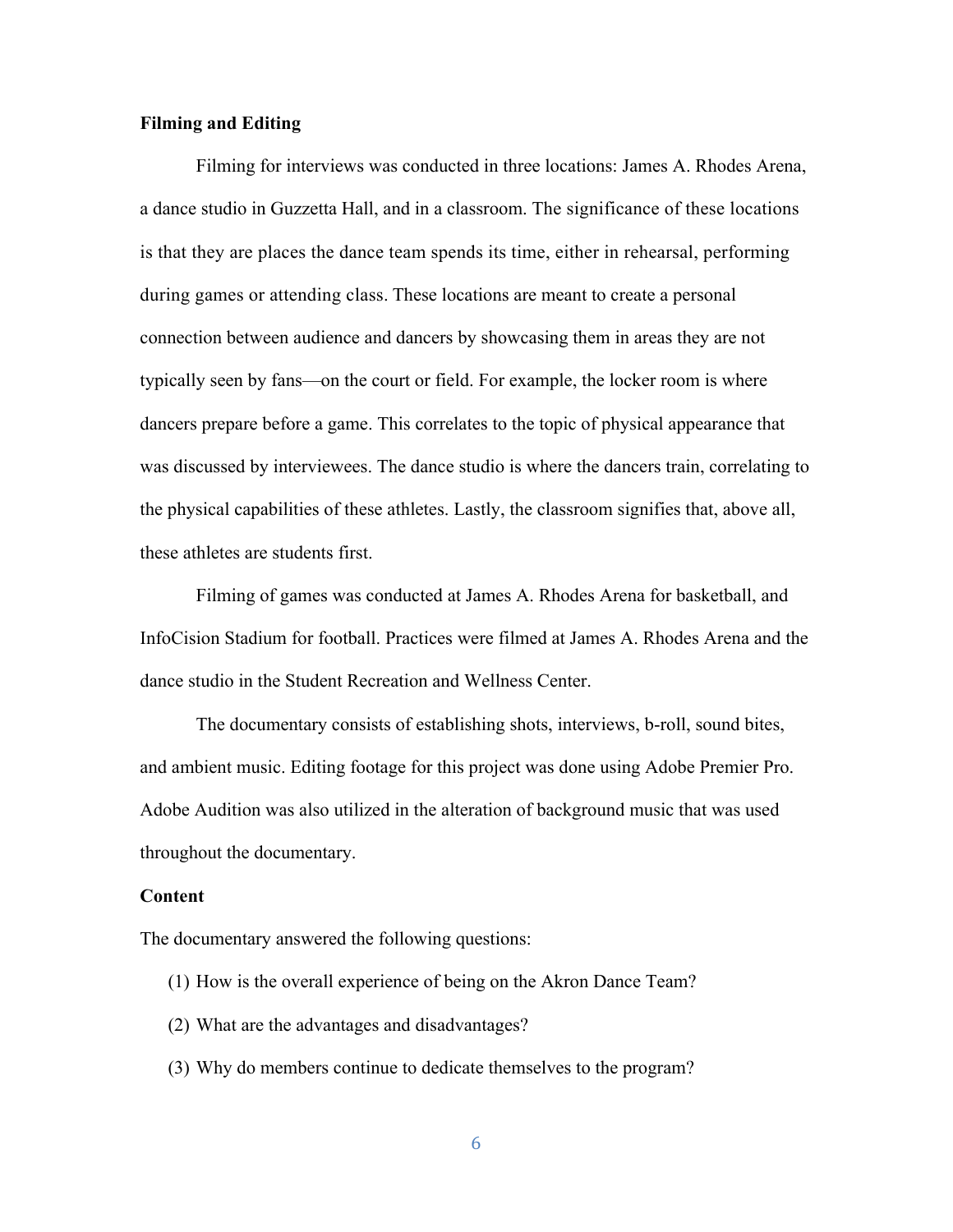**Filming and Editing**

Filming for interviews was conducted in three locations: James A. Rhodes Arena, a dance studio in Guzzetta Hall, and in a classroom. The significance of these locations is that they are places the dance team spends its time, either in rehearsal, performing during games or attending class. These locations are meant to create a personal connection between audience and dancers by showcasing them in areas they are not typically seen by fans—on the court or field. For example, the locker room is where dancers prepare before a game. This correlates to the topic of physical appearance that was discussed by interviewees. The dance studio is where the dancers train, correlating to the physical capabilities of these athletes. Lastly, the classroom signifies that, above all, these athletes are students first.

Filming of games was conducted at James A. Rhodes Arena for basketball, and InfoCision Stadium for football. Practices were filmed at James A. Rhodes Arena and the dance studio in the Student Recreation and Wellness Center.

The documentary consists of establishing shots, interviews, b-roll, sound bites, and ambient music. Editing footage for this project was done using Adobe Premier Pro. Adobe Audition was also utilized in the alteration of background music that was used throughout the documentary.

**Content**

The documentary answered the following questions:

(1) How is the overall experience of being on the Akron Dance Team?

(2) What are the advantages and disadvantages?

(3) Why do members continue to dedicate themselves to the program?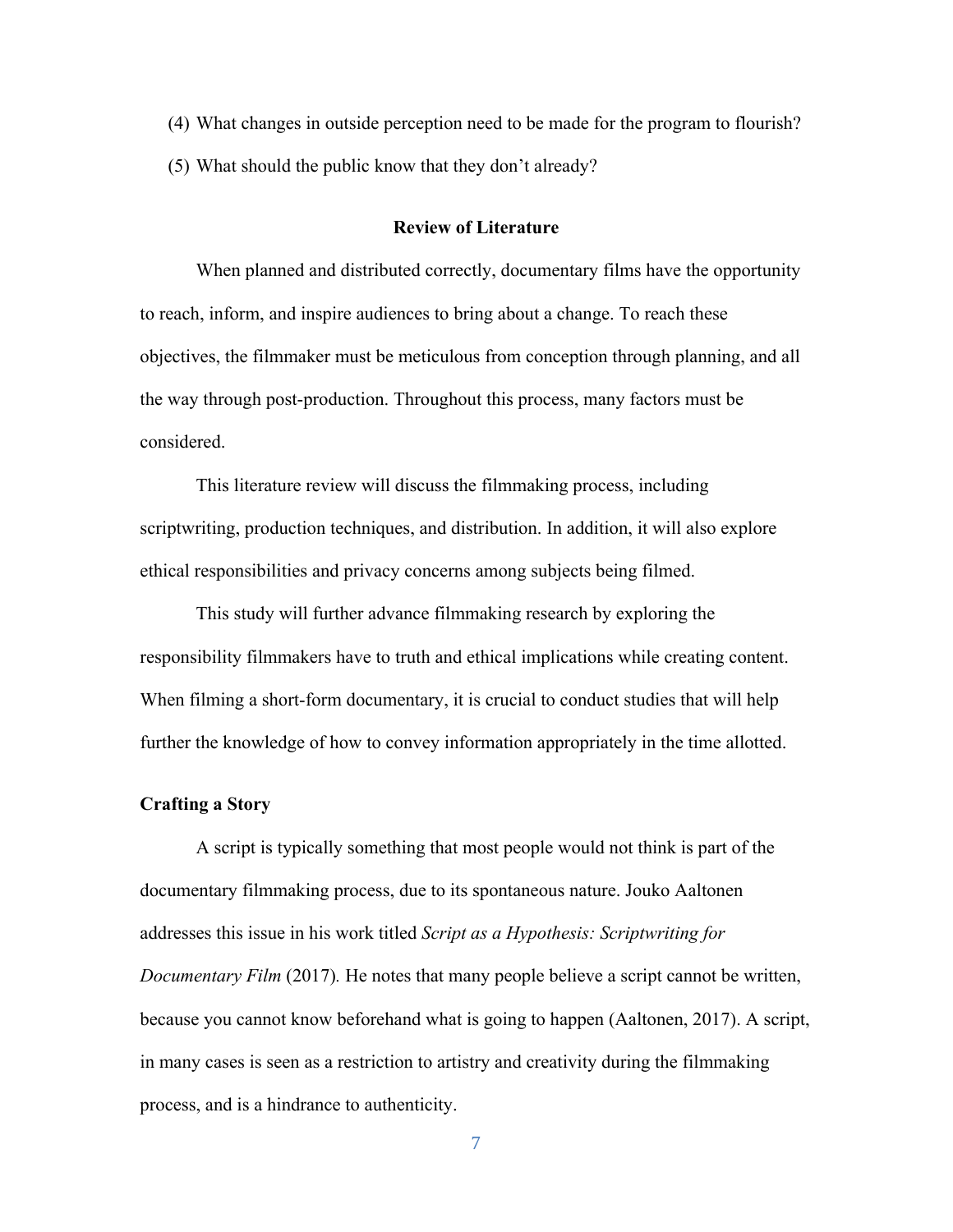(4) What changes in outside perception need to be made for the program to flourish?

(5) What should the public know that they don't already?

## Review of Literature

When planned and distributed correctly, documentary films have the opportunity to reach, inform, and inspire audiences to bring about a change. To reach these objectives, the filmmaker must be meticulous from conception through planning, and all the way through post-production. Throughout this process, many factors must be considered.

This literature review will discuss the filmmaking process, including scriptwriting, production techniques, and distribution. In addition, it will also explore ethical responsibilities and privacy concerns among subjects being filmed.

This study will further advance filmmaking research by exploring the responsibility filmmakers have to truth and ethical implications while creating content. When filming a short-form documentary, it is crucial to conduct studies that will help further the knowledge of how to convey information appropriately in the time allotted.

### Crafting a Story

A script is typically something that most people would not think is part of the documentary filmmaking process, due to its spontaneous nature. Jouko Aaltonen addresses this issue in his work titled *Script as a Hypothesis: Scriptwriting for Documentary Film* (2017). He notes that many people believe a script cannot be written, because you cannot know beforehand what is going to happen (Aaltonen, 2017). A script, in many cases is seen as a restriction to artistry and creativity during the filmmaking process, and is a hindrance to authenticity.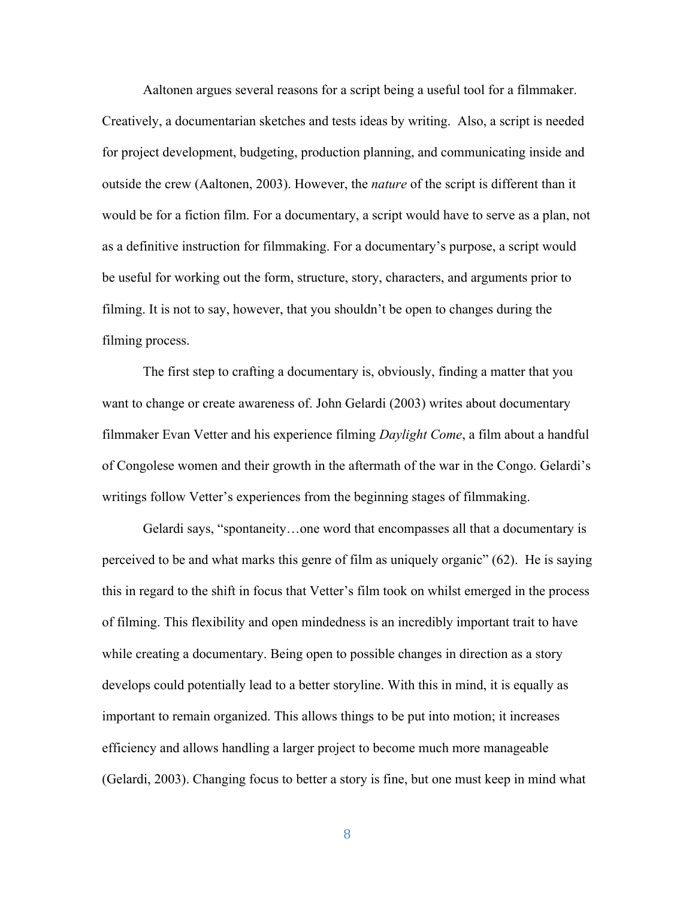Aaltonen argues several reasons for a script being a useful tool for a filmmaker. Creatively, a documentarian sketches and tests ideas by writing. Also, a script is needed for project development, budgeting, production planning, and communicating inside and outside the crew (Aaltonen, 2003). However, the *nature* of the script is different than it would be for a fiction film. For a documentary, a script would have to serve as a plan, not as a definitive instruction for filmmaking. For a documentary's purpose, a script would be useful for working out the form, structure, story, characters, and arguments prior to filming. It is not to say, however, that you shouldn't be open to changes during the filming process.

The first step to crafting a documentary is, obviously, finding a matter that you want to change or create awareness of. John Gelardi (2003) writes about documentary filmmaker Evan Vetter and his experience filming *Daylight Come*, a film about a handful of Congolese women and their growth in the aftermath of the war in the Congo. Gelardi's writings follow Vetter's experiences from the beginning stages of filmmaking.

Gelardi says, "spontaneity…one word that encompasses all that a documentary is perceived to be and what marks this genre of film as uniquely organic" (62). He is saying this in regard to the shift in focus that Vetter's film took on whilst emerged in the process of filming. This flexibility and open mindedness is an incredibly important trait to have while creating a documentary. Being open to possible changes in direction as a story develops could potentially lead to a better storyline. With this in mind, it is equally as important to remain organized. This allows things to be put into motion; it increases efficiency and allows handling a larger project to become much more manageable (Gelardi, 2003). Changing focus to better a story is fine, but one must keep in mind what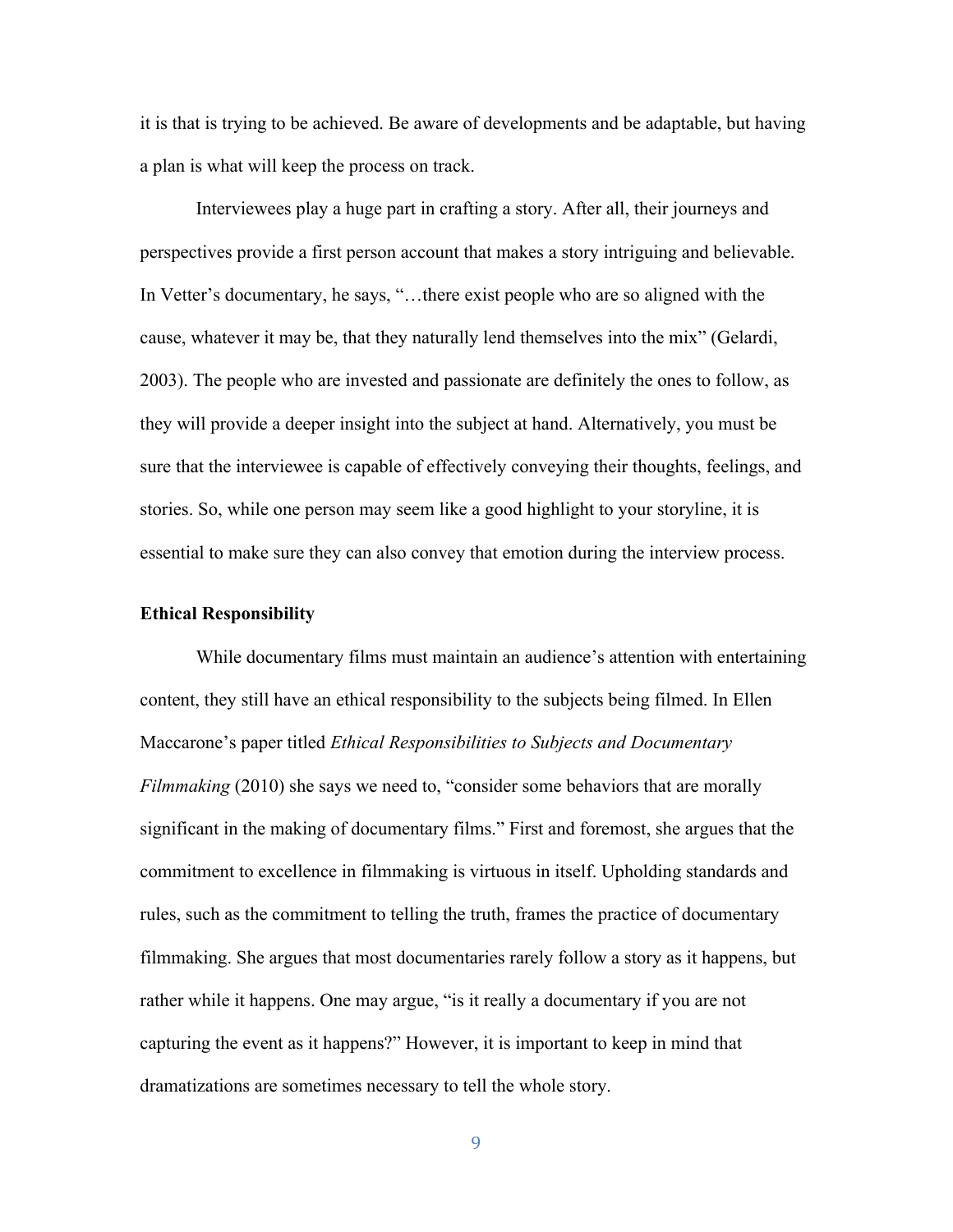it is that is trying to be achieved. Be aware of developments and be adaptable, but having a plan is what will keep the process on track.

Interviewees play a huge part in crafting a story. After all, their journeys and perspectives provide a first person account that makes a story intriguing and believable. In Vetter's documentary, he says, "…there exist people who are so aligned with the cause, whatever it may be, that they naturally lend themselves into the mix" (Gelardi, 2003). The people who are invested and passionate are definitely the ones to follow, as they will provide a deeper insight into the subject at hand. Alternatively, you must be sure that the interviewee is capable of effectively conveying their thoughts, feelings, and stories. So, while one person may seem like a good highlight to your storyline, it is essential to make sure they can also convey that emotion during the interview process.

**Ethical Responsibility**

While documentary films must maintain an audience's attention with entertaining content, they still have an ethical responsibility to the subjects being filmed. In Ellen Maccarone's paper titled *Ethical Responsibilities to Subjects and Documentary Filmmaking* (2010) she says we need to, "consider some behaviors that are morally significant in the making of documentary films." First and foremost, she argues that the commitment to excellence in filmmaking is virtuous in itself. Upholding standards and rules, such as the commitment to telling the truth, frames the practice of documentary filmmaking. She argues that most documentaries rarely follow a story as it happens, but rather while it happens. One may argue, "is it really a documentary if you are not capturing the event as it happens?" However, it is important to keep in mind that dramatizations are sometimes necessary to tell the whole story.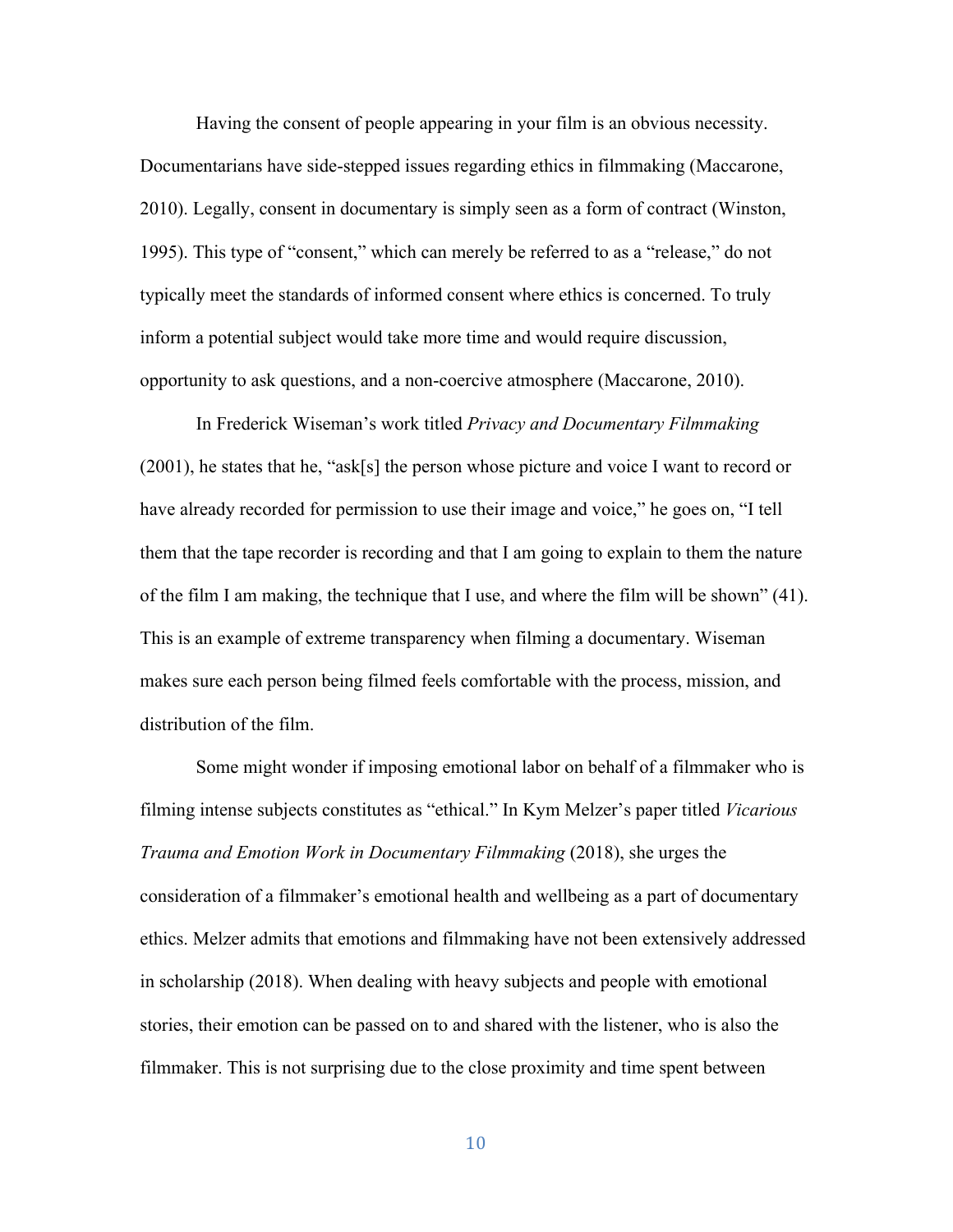Having the consent of people appearing in your film is an obvious necessity. Documentarians have side-stepped issues regarding ethics in filmmaking (Maccarone, 2010). Legally, consent in documentary is simply seen as a form of contract (Winston, 1995). This type of "consent," which can merely be referred to as a "release," do not typically meet the standards of informed consent where ethics is concerned. To truly inform a potential subject would take more time and would require discussion, opportunity to ask questions, and a non-coercive atmosphere (Maccarone, 2010).

In Frederick Wiseman's work titled *Privacy and Documentary Filmmaking* (2001), he states that he, "ask[s] the person whose picture and voice I want to record or have already recorded for permission to use their image and voice," he goes on, "I tell them that the tape recorder is recording and that I am going to explain to them the nature of the film I am making, the technique that I use, and where the film will be shown" (41). This is an example of extreme transparency when filming a documentary. Wiseman makes sure each person being filmed feels comfortable with the process, mission, and distribution of the film.

Some might wonder if imposing emotional labor on behalf of a filmmaker who is filming intense subjects constitutes as "ethical." In Kym Melzer's paper titled *Vicarious Trauma and Emotion Work in Documentary Filmmaking* (2018), she urges the consideration of a filmmaker's emotional health and wellbeing as a part of documentary ethics. Melzer admits that emotions and filmmaking have not been extensively addressed in scholarship (2018). When dealing with heavy subjects and people with emotional stories, their emotion can be passed on to and shared with the listener, who is also the filmmaker. This is not surprising due to the close proximity and time spent between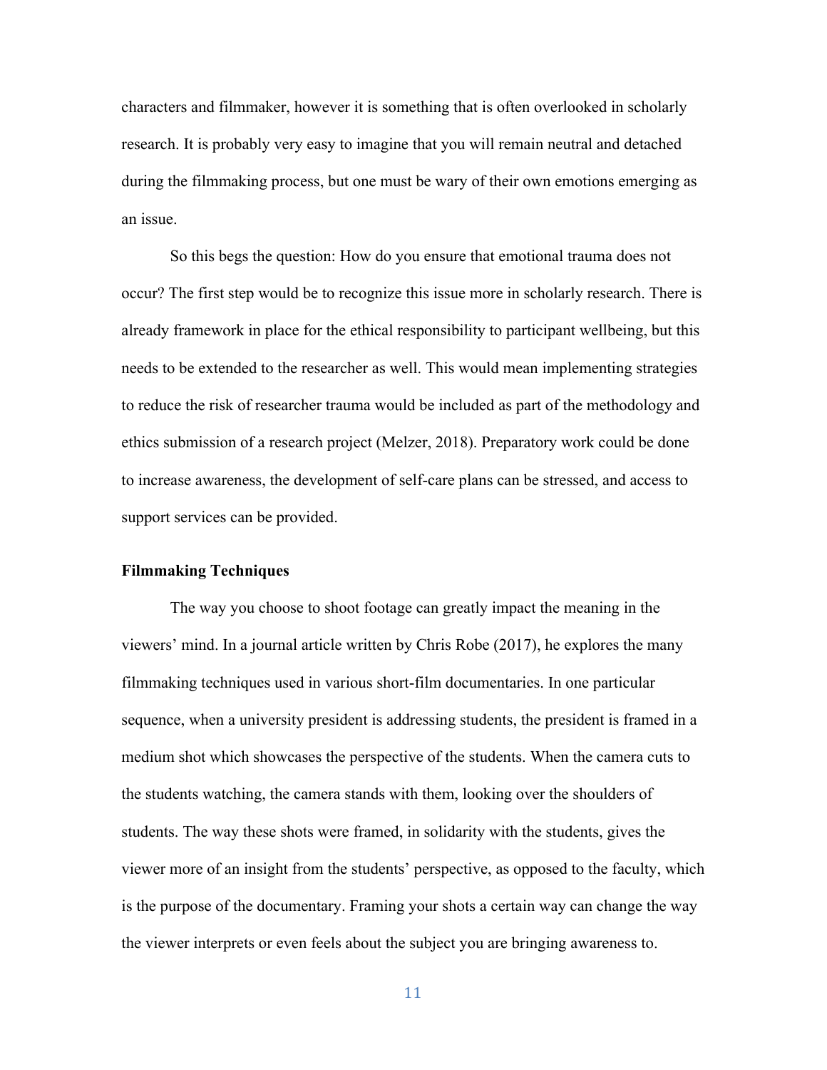characters and filmmaker, however it is something that is often overlooked in scholarly research. It is probably very easy to imagine that you will remain neutral and detached during the filmmaking process, but one must be wary of their own emotions emerging as an issue.

So this begs the question: How do you ensure that emotional trauma does not occur? The first step would be to recognize this issue more in scholarly research. There is already framework in place for the ethical responsibility to participant wellbeing, but this needs to be extended to the researcher as well. This would mean implementing strategies to reduce the risk of researcher trauma would be included as part of the methodology and ethics submission of a research project (Melzer, 2018). Preparatory work could be done to increase awareness, the development of self-care plans can be stressed, and access to support services can be provided.

**Filmmaking Techniques**

The way you choose to shoot footage can greatly impact the meaning in the viewers' mind. In a journal article written by Chris Robe (2017), he explores the many filmmaking techniques used in various short-film documentaries. In one particular sequence, when a university president is addressing students, the president is framed in a medium shot which showcases the perspective of the students. When the camera cuts to the students watching, the camera stands with them, looking over the shoulders of students. The way these shots were framed, in solidarity with the students, gives the viewer more of an insight from the students' perspective, as opposed to the faculty, which is the purpose of the documentary. Framing your shots a certain way can change the way the viewer interprets or even feels about the subject you are bringing awareness to.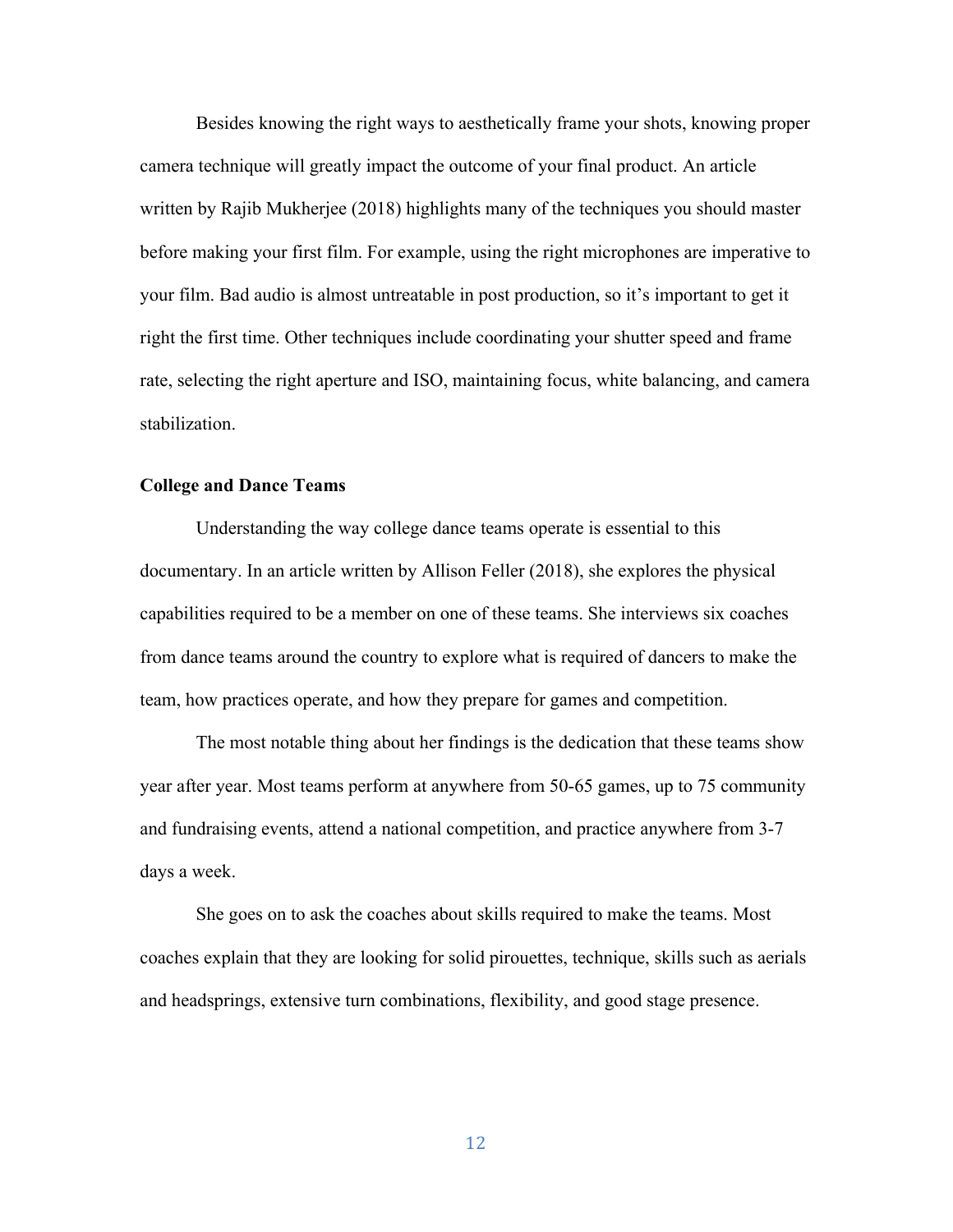Besides knowing the right ways to aesthetically frame your shots, knowing proper camera technique will greatly impact the outcome of your final product. An article written by Rajib Mukherjee (2018) highlights many of the techniques you should master before making your first film. For example, using the right microphones are imperative to your film. Bad audio is almost untreatable in post production, so it's important to get it right the first time. Other techniques include coordinating your shutter speed and frame rate, selecting the right aperture and ISO, maintaining focus, white balancing, and camera stabilization.

**College and Dance Teams**

Understanding the way college dance teams operate is essential to this documentary. In an article written by Allison Feller (2018), she explores the physical capabilities required to be a member on one of these teams. She interviews six coaches from dance teams around the country to explore what is required of dancers to make the team, how practices operate, and how they prepare for games and competition.

The most notable thing about her findings is the dedication that these teams show year after year. Most teams perform at anywhere from 50-65 games, up to 75 community and fundraising events, attend a national competition, and practice anywhere from 3-7 days a week.

She goes on to ask the coaches about skills required to make the teams. Most coaches explain that they are looking for solid pirouettes, technique, skills such as aerials and headsprings, extensive turn combinations, flexibility, and good stage presence.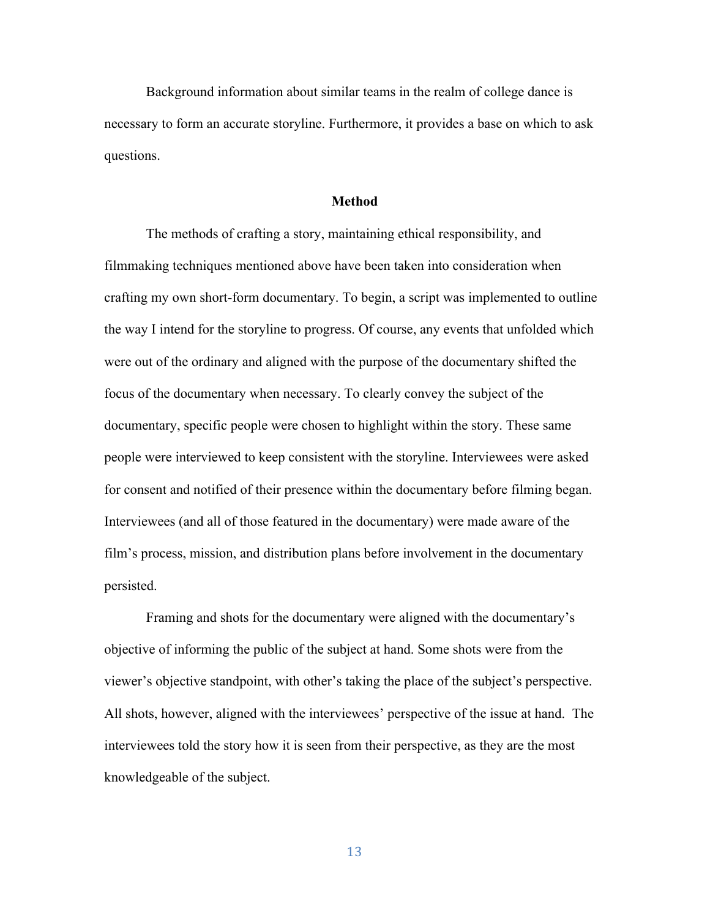Background information about similar teams in the realm of college dance is necessary to form an accurate storyline. Furthermore, it provides a base on which to ask questions.

## Method

The methods of crafting a story, maintaining ethical responsibility, and filmmaking techniques mentioned above have been taken into consideration when crafting my own short-form documentary. To begin, a script was implemented to outline the way I intend for the storyline to progress. Of course, any events that unfolded which were out of the ordinary and aligned with the purpose of the documentary shifted the focus of the documentary when necessary. To clearly convey the subject of the documentary, specific people were chosen to highlight within the story. These same people were interviewed to keep consistent with the storyline. Interviewees were asked for consent and notified of their presence within the documentary before filming began. Interviewees (and all of those featured in the documentary) were made aware of the film's process, mission, and distribution plans before involvement in the documentary persisted.

Framing and shots for the documentary were aligned with the documentary's objective of informing the public of the subject at hand. Some shots were from the viewer's objective standpoint, with other's taking the place of the subject's perspective. All shots, however, aligned with the interviewees' perspective of the issue at hand. The interviewees told the story how it is seen from their perspective, as they are the most knowledgeable of the subject.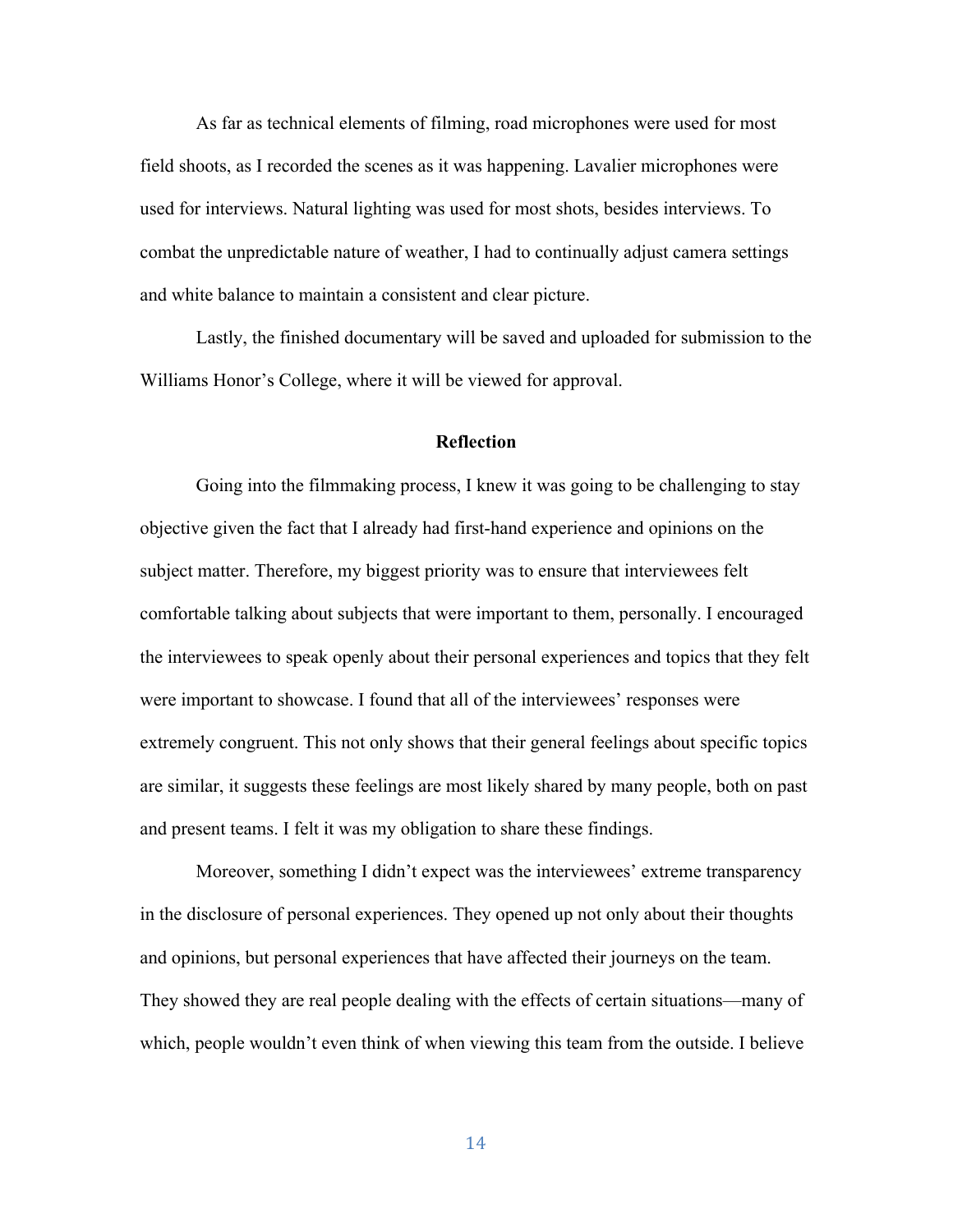As far as technical elements of filming, road microphones were used for most field shoots, as I recorded the scenes as it was happening. Lavalier microphones were used for interviews. Natural lighting was used for most shots, besides interviews. To combat the unpredictable nature of weather, I had to continually adjust camera settings and white balance to maintain a consistent and clear picture.

Lastly, the finished documentary will be saved and uploaded for submission to the Williams Honor's College, where it will be viewed for approval.

## Reflection

Going into the filmmaking process, I knew it was going to be challenging to stay objective given the fact that I already had first-hand experience and opinions on the subject matter. Therefore, my biggest priority was to ensure that interviewees felt comfortable talking about subjects that were important to them, personally. I encouraged the interviewees to speak openly about their personal experiences and topics that they felt were important to showcase. I found that all of the interviewees' responses were extremely congruent. This not only shows that their general feelings about specific topics are similar, it suggests these feelings are most likely shared by many people, both on past and present teams. I felt it was my obligation to share these findings.

Moreover, something I didn't expect was the interviewees' extreme transparency in the disclosure of personal experiences. They opened up not only about their thoughts and opinions, but personal experiences that have affected their journeys on the team. They showed they are real people dealing with the effects of certain situations—many of which, people wouldn't even think of when viewing this team from the outside. I believe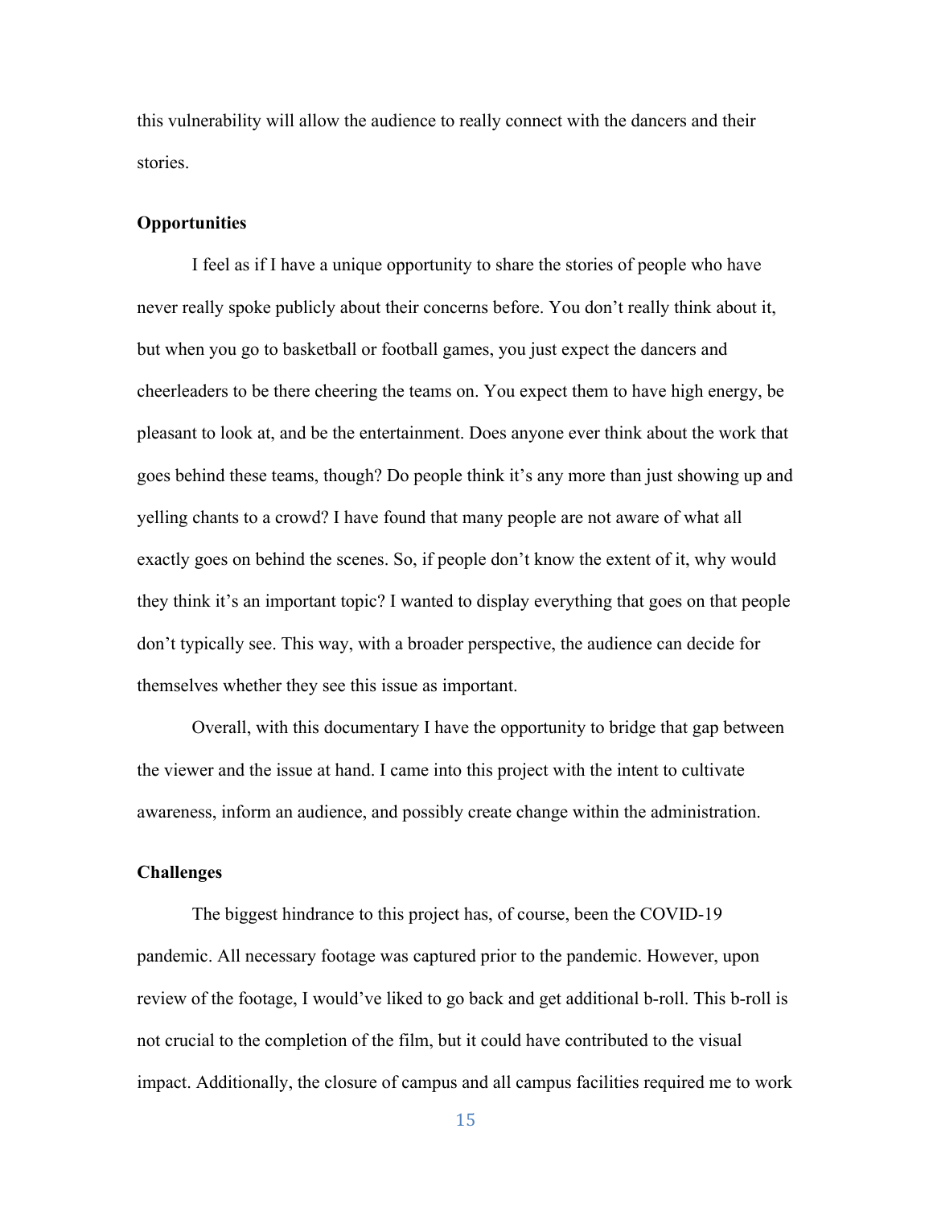this vulnerability will allow the audience to really connect with the dancers and their stories.

### Opportunities

I feel as if I have a unique opportunity to share the stories of people who have never really spoke publicly about their concerns before. You don't really think about it, but when you go to basketball or football games, you just expect the dancers and cheerleaders to be there cheering the teams on. You expect them to have high energy, be pleasant to look at, and be the entertainment. Does anyone ever think about the work that goes behind these teams, though? Do people think it's any more than just showing up and yelling chants to a crowd? I have found that many people are not aware of what all exactly goes on behind the scenes. So, if people don't know the extent of it, why would they think it's an important topic? I wanted to display everything that goes on that people don't typically see. This way, with a broader perspective, the audience can decide for themselves whether they see this issue as important.

Overall, with this documentary I have the opportunity to bridge that gap between the viewer and the issue at hand. I came into this project with the intent to cultivate awareness, inform an audience, and possibly create change within the administration.

### Challenges

The biggest hindrance to this project has, of course, been the COVID-19 pandemic. All necessary footage was captured prior to the pandemic. However, upon review of the footage, I would've liked to go back and get additional b-roll. This b-roll is not crucial to the completion of the film, but it could have contributed to the visual impact. Additionally, the closure of campus and all campus facilities required me to work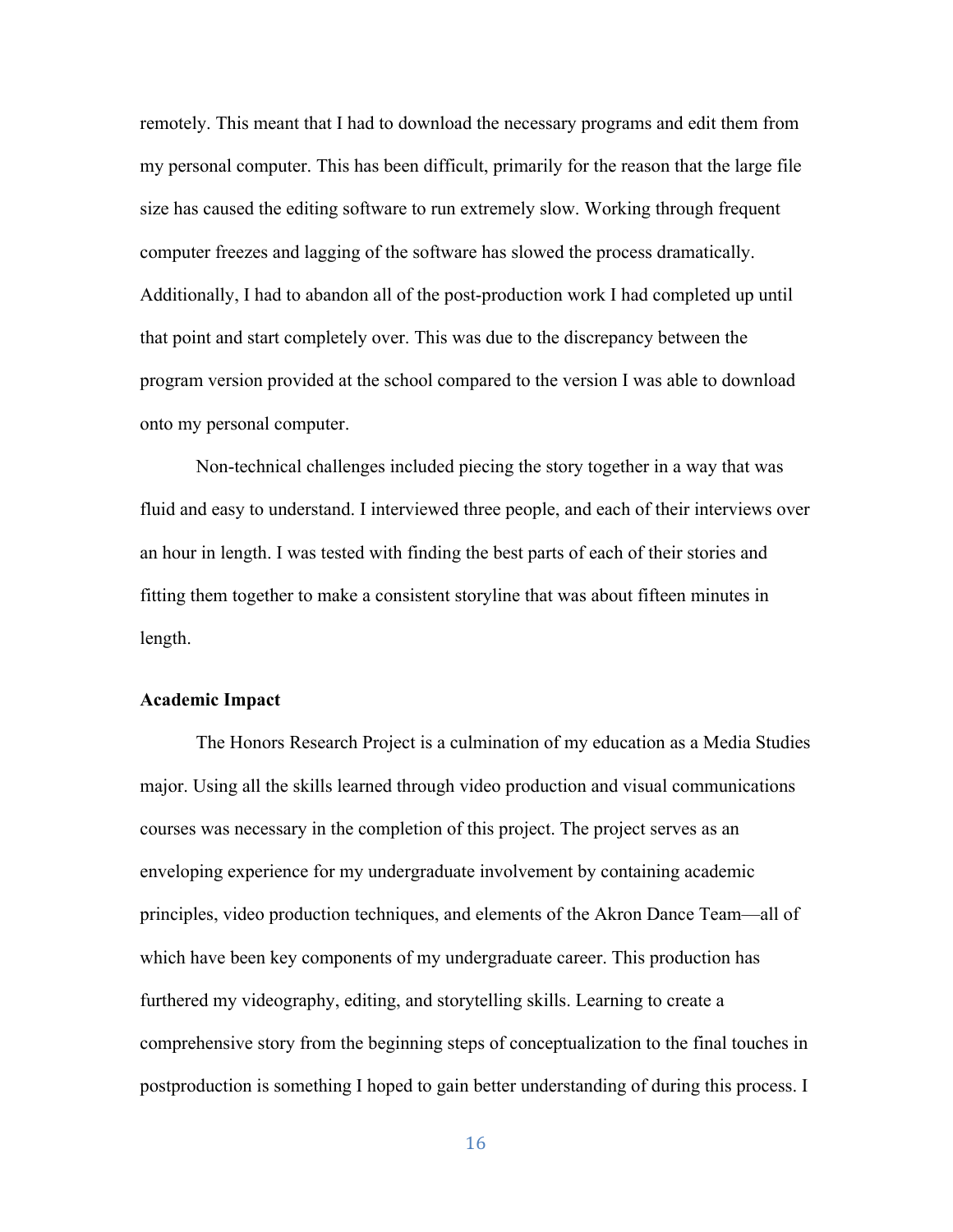remotely. This meant that I had to download the necessary programs and edit them from my personal computer. This has been difficult, primarily for the reason that the large file size has caused the editing software to run extremely slow. Working through frequent computer freezes and lagging of the software has slowed the process dramatically. Additionally, I had to abandon all of the post-production work I had completed up until that point and start completely over. This was due to the discrepancy between the program version provided at the school compared to the version I was able to download onto my personal computer.

Non-technical challenges included piecing the story together in a way that was fluid and easy to understand. I interviewed three people, and each of their interviews over an hour in length. I was tested with finding the best parts of each of their stories and fitting them together to make a consistent storyline that was about fifteen minutes in length.

**Academic Impact**

The Honors Research Project is a culmination of my education as a Media Studies major. Using all the skills learned through video production and visual communications courses was necessary in the completion of this project. The project serves as an enveloping experience for my undergraduate involvement by containing academic principles, video production techniques, and elements of the Akron Dance Team—all of which have been key components of my undergraduate career. This production has furthered my videography, editing, and storytelling skills. Learning to create a comprehensive story from the beginning steps of conceptualization to the final touches in postproduction is something I hoped to gain better understanding of during this process. I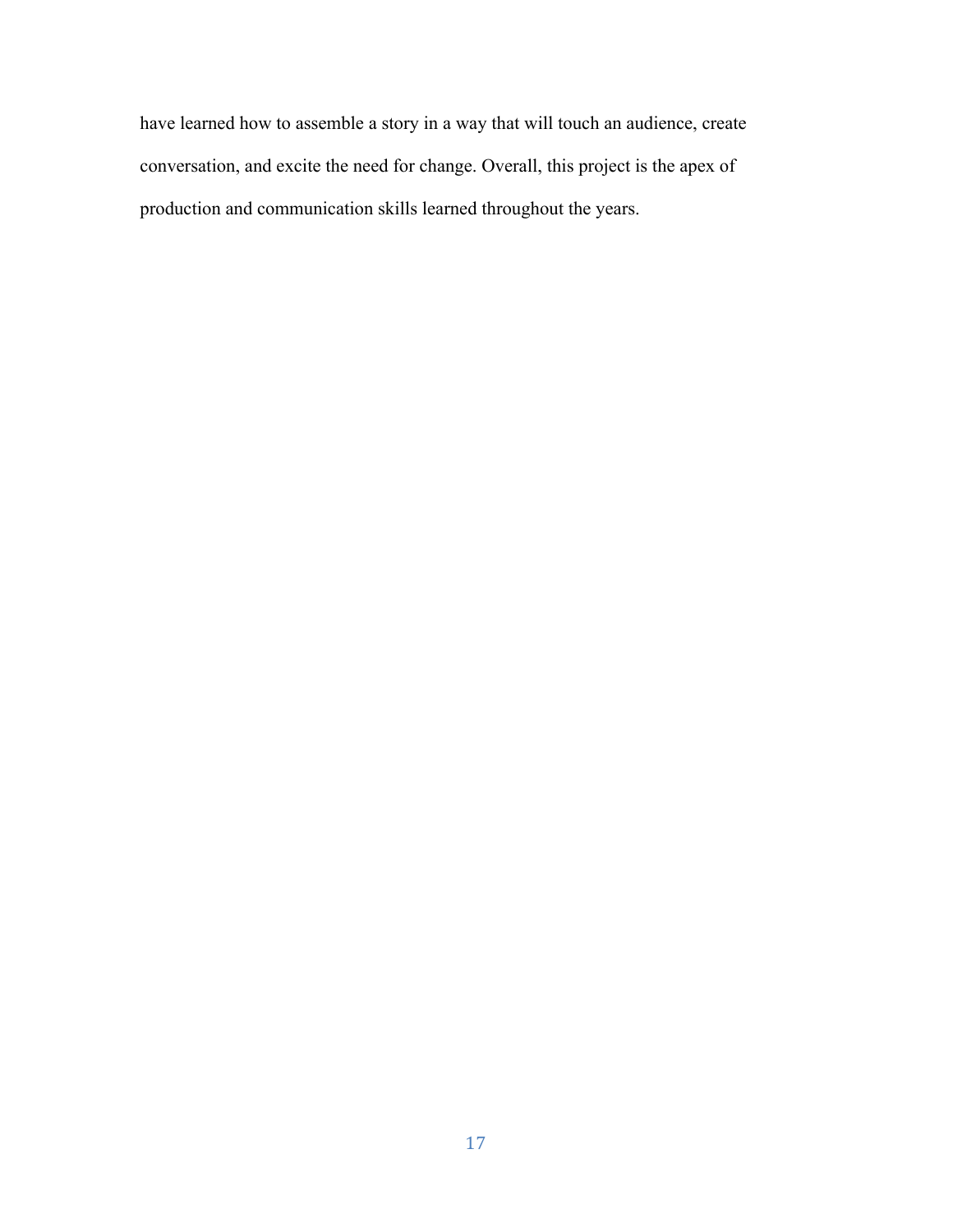have learned how to assemble a story in a way that will touch an audience, create conversation, and excite the need for change. Overall, this project is the apex of production and communication skills learned throughout the years.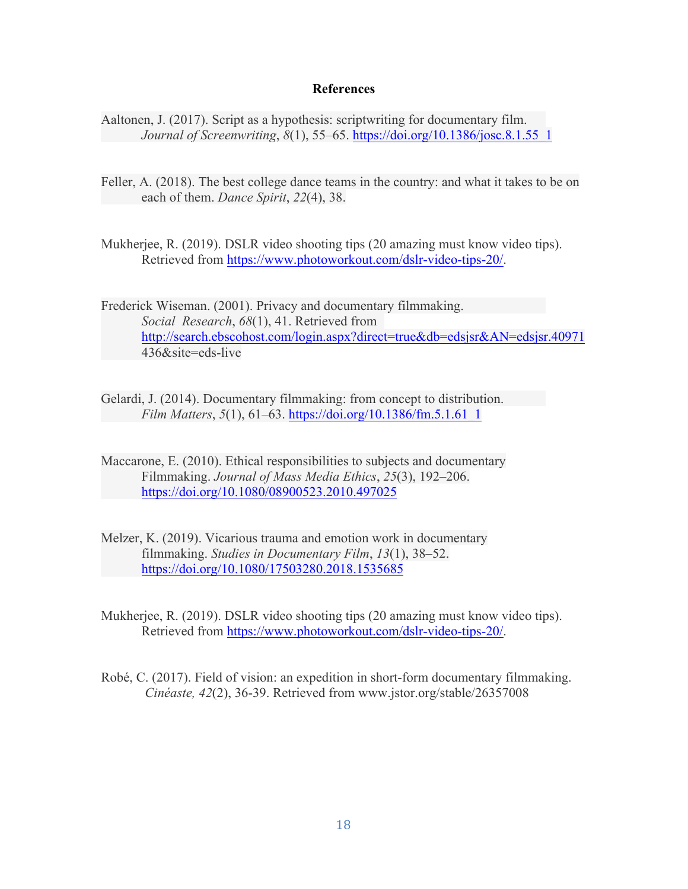# References

Aaltonen, J. (2017). Script as a hypothesis: scriptwriting for documentary film. *Journal of Screenwriting*, *8*(1), 55–65. https://doi.org/10.1386/josc.8.1.55_1

Feller, A. (2018). The best college dance teams in the country: and what it takes to be on each of them. *Dance Spirit*, *22*(4), 38.

Mukherjee, R. (2019). DSLR video shooting tips (20 amazing must know video tips). Retrieved from https://www.photoworkout.com/dslr-video-tips-20/.

Frederick Wiseman. (2001). Privacy and documentary filmmaking. *Social Research*, *68*(1), 41. Retrieved from http://search.ebscohost.com/login.aspx?direct=true&db=edsjsr&AN=edsjsr.40971436&site=eds-live

Gelardi, J. (2014). Documentary filmmaking: from concept to distribution. *Film Matters*, *5*(1), 61–63. https://doi.org/10.1386/fm.5.1.61_1

Maccarone, E. (2010). Ethical responsibilities to subjects and documentary Filmmaking. *Journal of Mass Media Ethics*, *25*(3), 192–206. https://doi.org/10.1080/08900523.2010.497025

Melzer, K. (2019). Vicarious trauma and emotion work in documentary filmmaking. *Studies in Documentary Film*, *13*(1), 38–52. https://doi.org/10.1080/17503280.2018.1535685

Mukherjee, R. (2019). DSLR video shooting tips (20 amazing must know video tips). Retrieved from https://www.photoworkout.com/dslr-video-tips-20/.

Robé, C. (2017). Field of vision: an expedition in short-form documentary filmmaking. *Cinéaste, 42*(2), 36-39. Retrieved from www.jstor.org/stable/26357008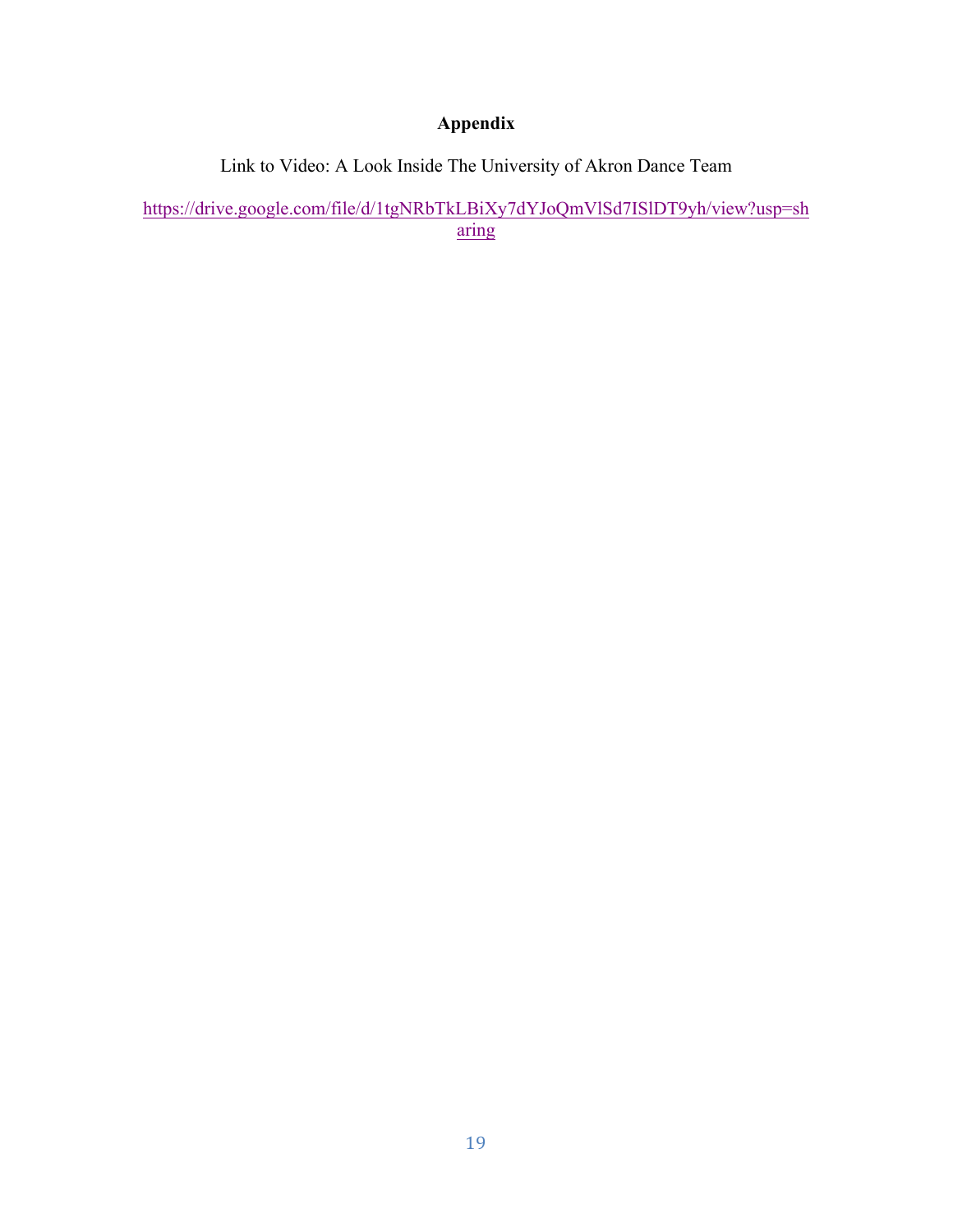## Appendix

Link to Video: A Look Inside The University of Akron Dance Team

https://drive.google.com/file/d/1tgNRbTkLBiXy7dYJoQmVlSd7ISlDT9yh/view?usp=sharing